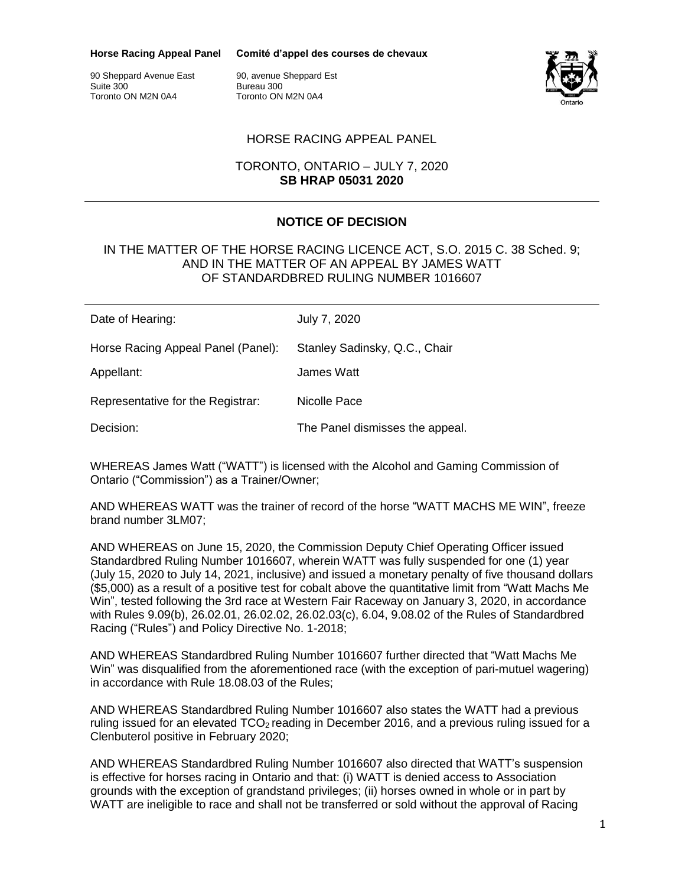**Horse Racing Appeal Panel** **Comité d'appel des courses de chevaux**

90 Sheppard Avenue East
Suite 300
Toronto ON M2N 0A4

90, avenue Sheppard Est
Bureau 300
Toronto ON M2N 0A4

HORSE RACING APPEAL PANEL

TORONTO, ONTARIO – JULY 7, 2020
**SB HRAP 05031 2020**

## NOTICE OF DECISION

IN THE MATTER OF THE HORSE RACING LICENCE ACT, S.O. 2015 C. 38 Sched. 9;
AND IN THE MATTER OF AN APPEAL BY JAMES WATT
OF STANDARDBRED RULING NUMBER 1016607

| | |
|---|---|
| Date of Hearing: | July 7, 2020 |
| Horse Racing Appeal Panel (Panel): | Stanley Sadinsky, Q.C., Chair |
| Appellant: | James Watt |
| Representative for the Registrar: | Nicolle Pace |
| Decision: | The Panel dismisses the appeal. |

WHEREAS James Watt ("WATT") is licensed with the Alcohol and Gaming Commission of Ontario ("Commission") as a Trainer/Owner;

AND WHEREAS WATT was the trainer of record of the horse "WATT MACHS ME WIN", freeze brand number 3LM07;

AND WHEREAS on June 15, 2020, the Commission Deputy Chief Operating Officer issued Standardbred Ruling Number 1016607, wherein WATT was fully suspended for one (1) year (July 15, 2020 to July 14, 2021, inclusive) and issued a monetary penalty of five thousand dollars ($5,000) as a result of a positive test for cobalt above the quantitative limit from "Watt Machs Me Win", tested following the 3rd race at Western Fair Raceway on January 3, 2020, in accordance with Rules 9.09(b), 26.02.01, 26.02.02, 26.02.03(c), 6.04, 9.08.02 of the Rules of Standardbred Racing ("Rules") and Policy Directive No. 1-2018;

AND WHEREAS Standardbred Ruling Number 1016607 further directed that "Watt Machs Me Win" was disqualified from the aforementioned race (with the exception of pari-mutuel wagering) in accordance with Rule 18.08.03 of the Rules;

AND WHEREAS Standardbred Ruling Number 1016607 also states the WATT had a previous ruling issued for an elevated $TCO_2$ reading in December 2016, and a previous ruling issued for a Clenbuterol positive in February 2020;

AND WHEREAS Standardbred Ruling Number 1016607 also directed that WATT's suspension is effective for horses racing in Ontario and that: (i) WATT is denied access to Association grounds with the exception of grandstand privileges; (ii) horses owned in whole or in part by WATT are ineligible to race and shall not be transferred or sold without the approval of Racing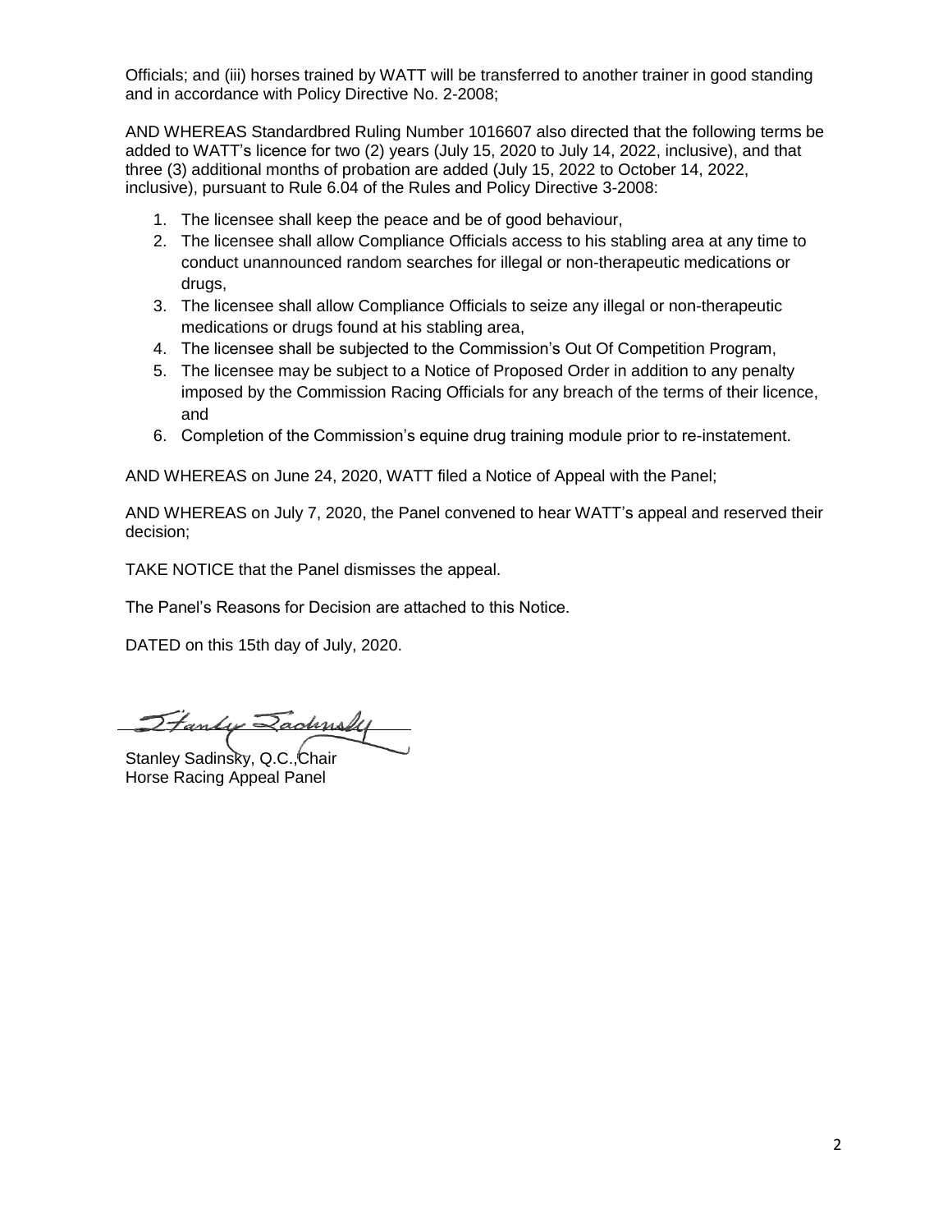Officials; and (iii) horses trained by WATT will be transferred to another trainer in good standing and in accordance with Policy Directive No. 2-2008;

AND WHEREAS Standardbred Ruling Number 1016607 also directed that the following terms be added to WATT's licence for two (2) years (July 15, 2020 to July 14, 2022, inclusive), and that three (3) additional months of probation are added (July 15, 2022 to October 14, 2022, inclusive), pursuant to Rule 6.04 of the Rules and Policy Directive 3-2008:

1. The licensee shall keep the peace and be of good behaviour,
2. The licensee shall allow Compliance Officials access to his stabling area at any time to conduct unannounced random searches for illegal or non-therapeutic medications or drugs,
3. The licensee shall allow Compliance Officials to seize any illegal or non-therapeutic medications or drugs found at his stabling area,
4. The licensee shall be subjected to the Commission's Out Of Competition Program,
5. The licensee may be subject to a Notice of Proposed Order in addition to any penalty imposed by the Commission Racing Officials for any breach of the terms of their licence, and
6. Completion of the Commission's equine drug training module prior to re-instatement.

AND WHEREAS on June 24, 2020, WATT filed a Notice of Appeal with the Panel;

AND WHEREAS on July 7, 2020, the Panel convened to hear WATT's appeal and reserved their decision;

TAKE NOTICE that the Panel dismisses the appeal.

The Panel's Reasons for Decision are attached to this Notice.

DATED on this 15th day of July, 2020.

Stanley Sadinsky, Q.C.,Chair
Horse Racing Appeal Panel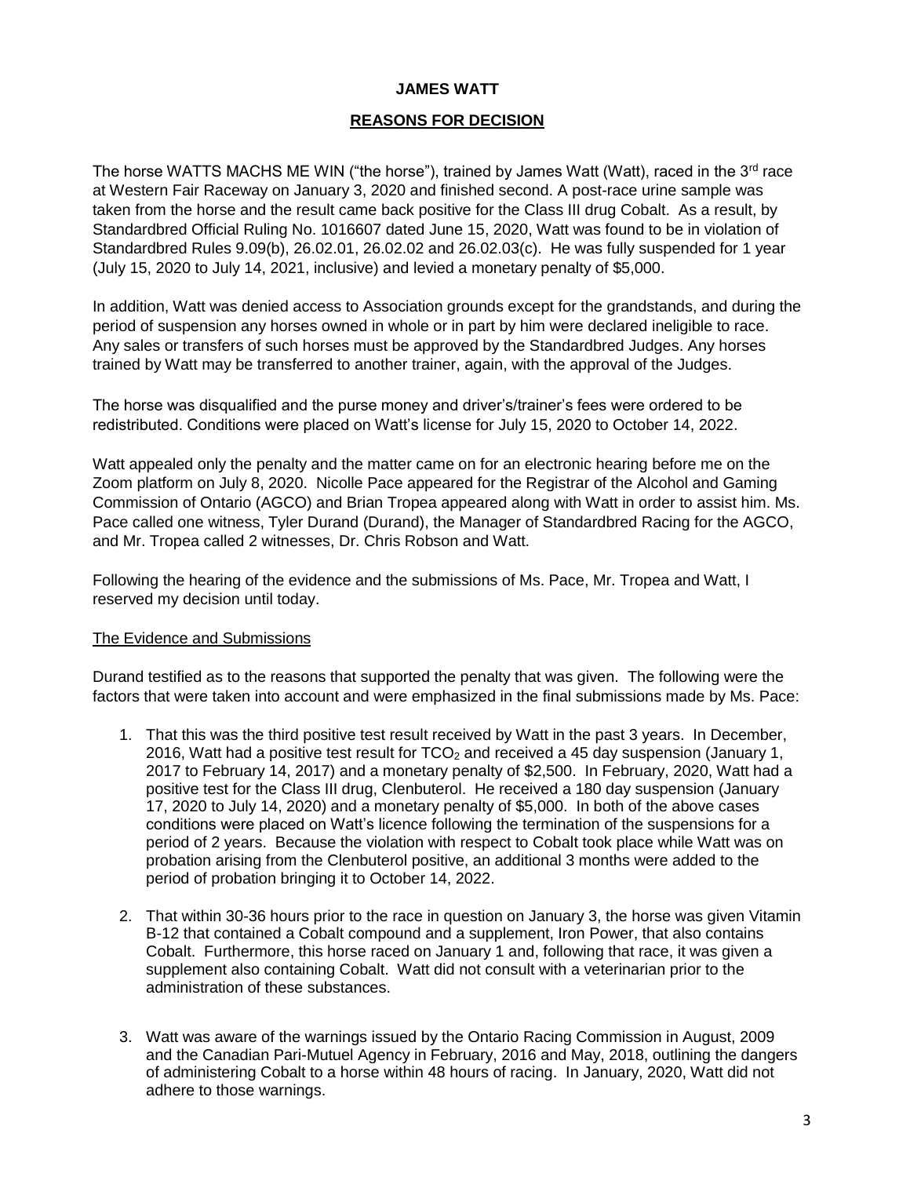**JAMES WATT**

**REASONS FOR DECISION**

The horse WATTS MACHS ME WIN ("the horse"), trained by James Watt (Watt), raced in the 3rd race at Western Fair Raceway on January 3, 2020 and finished second. A post-race urine sample was taken from the horse and the result came back positive for the Class III drug Cobalt. As a result, by Standardbred Official Ruling No. 1016607 dated June 15, 2020, Watt was found to be in violation of Standardbred Rules 9.09(b), 26.02.01, 26.02.02 and 26.02.03(c). He was fully suspended for 1 year (July 15, 2020 to July 14, 2021, inclusive) and levied a monetary penalty of $5,000.

In addition, Watt was denied access to Association grounds except for the grandstands, and during the period of suspension any horses owned in whole or in part by him were declared ineligible to race. Any sales or transfers of such horses must be approved by the Standardbred Judges. Any horses trained by Watt may be transferred to another trainer, again, with the approval of the Judges.

The horse was disqualified and the purse money and driver's/trainer's fees were ordered to be redistributed. Conditions were placed on Watt's license for July 15, 2020 to October 14, 2022.

Watt appealed only the penalty and the matter came on for an electronic hearing before me on the Zoom platform on July 8, 2020. Nicolle Pace appeared for the Registrar of the Alcohol and Gaming Commission of Ontario (AGCO) and Brian Tropea appeared along with Watt in order to assist him. Ms. Pace called one witness, Tyler Durand (Durand), the Manager of Standardbred Racing for the AGCO, and Mr. Tropea called 2 witnesses, Dr. Chris Robson and Watt.

Following the hearing of the evidence and the submissions of Ms. Pace, Mr. Tropea and Watt, I reserved my decision until today.

The Evidence and Submissions

Durand testified as to the reasons that supported the penalty that was given. The following were the factors that were taken into account and were emphasized in the final submissions made by Ms. Pace:

1. That this was the third positive test result received by Watt in the past 3 years. In December, 2016, Watt had a positive test result for $TCO_2$ and received a 45 day suspension (January 1, 2017 to February 14, 2017) and a monetary penalty of $2,500. In February, 2020, Watt had a positive test for the Class III drug, Clenbuterol. He received a 180 day suspension (January 17, 2020 to July 14, 2020) and a monetary penalty of $5,000. In both of the above cases conditions were placed on Watt's licence following the termination of the suspensions for a period of 2 years. Because the violation with respect to Cobalt took place while Watt was on probation arising from the Clenbuterol positive, an additional 3 months were added to the period of probation bringing it to October 14, 2022.

2. That within 30-36 hours prior to the race in question on January 3, the horse was given Vitamin B-12 that contained a Cobalt compound and a supplement, Iron Power, that also contains Cobalt. Furthermore, this horse raced on January 1 and, following that race, it was given a supplement also containing Cobalt. Watt did not consult with a veterinarian prior to the administration of these substances.

3. Watt was aware of the warnings issued by the Ontario Racing Commission in August, 2009 and the Canadian Pari-Mutuel Agency in February, 2016 and May, 2018, outlining the dangers of administering Cobalt to a horse within 48 hours of racing. In January, 2020, Watt did not adhere to those warnings.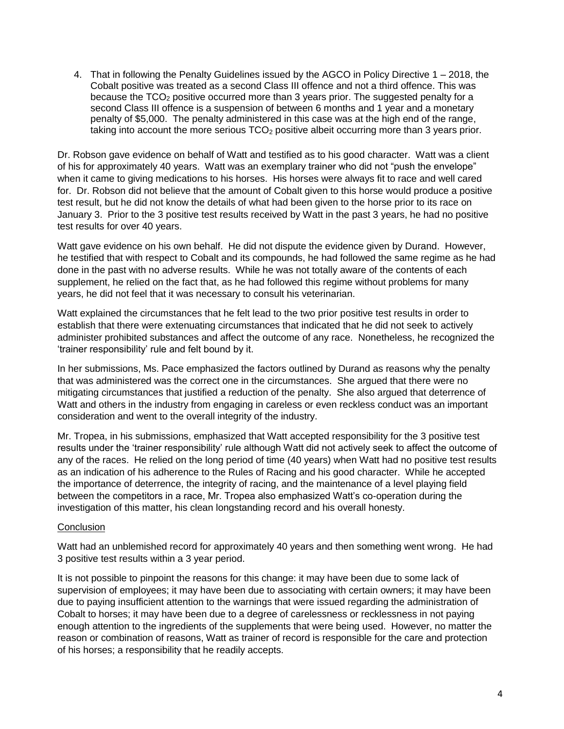4. That in following the Penalty Guidelines issued by the AGCO in Policy Directive 1 – 2018, the Cobalt positive was treated as a second Class III offence and not a third offence. This was because the $TCO_2$ positive occurred more than 3 years prior. The suggested penalty for a second Class III offence is a suspension of between 6 months and 1 year and a monetary penalty of $5,000. The penalty administered in this case was at the high end of the range, taking into account the more serious $TCO_2$ positive albeit occurring more than 3 years prior.

Dr. Robson gave evidence on behalf of Watt and testified as to his good character. Watt was a client of his for approximately 40 years. Watt was an exemplary trainer who did not "push the envelope" when it came to giving medications to his horses. His horses were always fit to race and well cared for. Dr. Robson did not believe that the amount of Cobalt given to this horse would produce a positive test result, but he did not know the details of what had been given to the horse prior to its race on January 3. Prior to the 3 positive test results received by Watt in the past 3 years, he had no positive test results for over 40 years.

Watt gave evidence on his own behalf. He did not dispute the evidence given by Durand. However, he testified that with respect to Cobalt and its compounds, he had followed the same regime as he had done in the past with no adverse results. While he was not totally aware of the contents of each supplement, he relied on the fact that, as he had followed this regime without problems for many years, he did not feel that it was necessary to consult his veterinarian.

Watt explained the circumstances that he felt lead to the two prior positive test results in order to establish that there were extenuating circumstances that indicated that he did not seek to actively administer prohibited substances and affect the outcome of any race. Nonetheless, he recognized the 'trainer responsibility' rule and felt bound by it.

In her submissions, Ms. Pace emphasized the factors outlined by Durand as reasons why the penalty that was administered was the correct one in the circumstances. She argued that there were no mitigating circumstances that justified a reduction of the penalty. She also argued that deterrence of Watt and others in the industry from engaging in careless or even reckless conduct was an important consideration and went to the overall integrity of the industry.

Mr. Tropea, in his submissions, emphasized that Watt accepted responsibility for the 3 positive test results under the 'trainer responsibility' rule although Watt did not actively seek to affect the outcome of any of the races. He relied on the long period of time (40 years) when Watt had no positive test results as an indication of his adherence to the Rules of Racing and his good character. While he accepted the importance of deterrence, the integrity of racing, and the maintenance of a level playing field between the competitors in a race, Mr. Tropea also emphasized Watt's co-operation during the investigation of this matter, his clean longstanding record and his overall honesty.

## Conclusion

Watt had an unblemished record for approximately 40 years and then something went wrong. He had 3 positive test results within a 3 year period.

It is not possible to pinpoint the reasons for this change: it may have been due to some lack of supervision of employees; it may have been due to associating with certain owners; it may have been due to paying insufficient attention to the warnings that were issued regarding the administration of Cobalt to horses; it may have been due to a degree of carelessness or recklessness in not paying enough attention to the ingredients of the supplements that were being used. However, no matter the reason or combination of reasons, Watt as trainer of record is responsible for the care and protection of his horses; a responsibility that he readily accepts.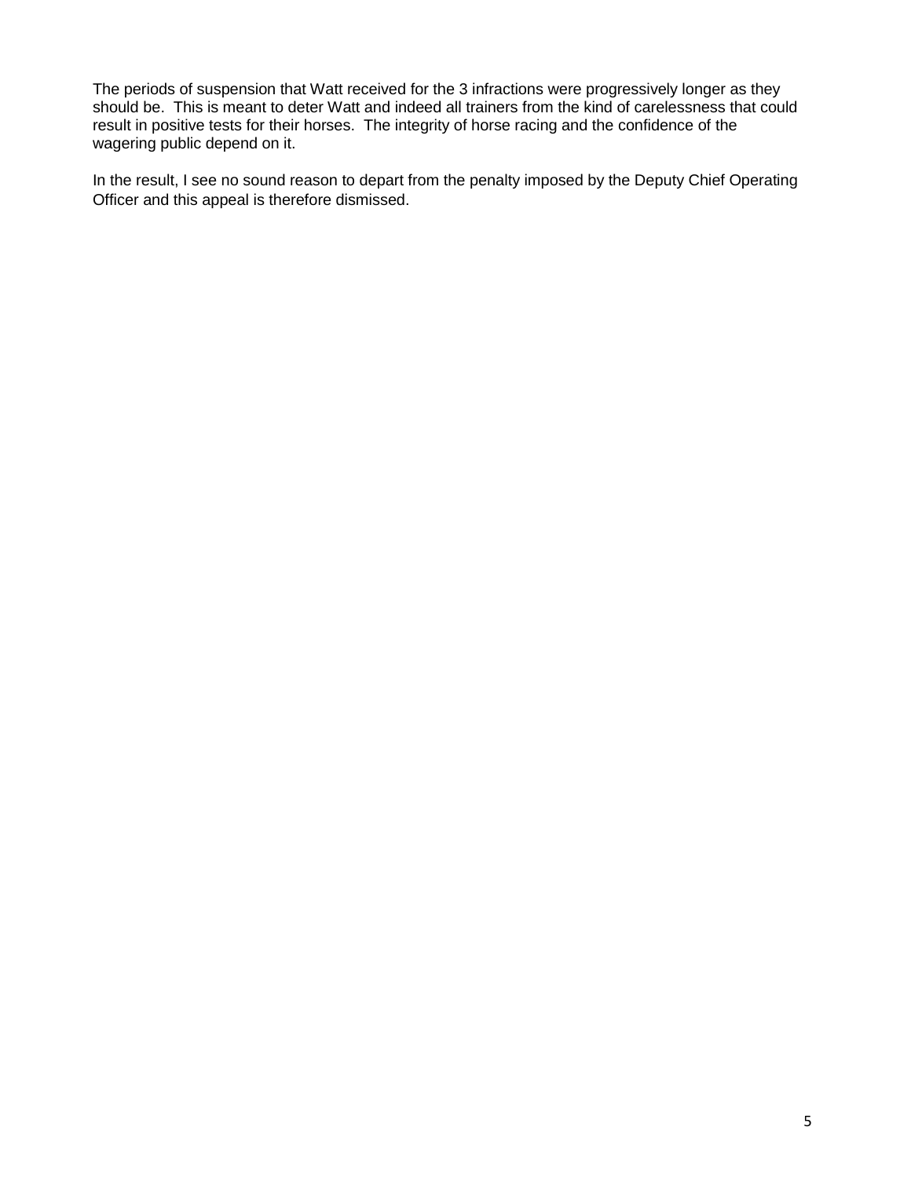The periods of suspension that Watt received for the 3 infractions were progressively longer as they should be. This is meant to deter Watt and indeed all trainers from the kind of carelessness that could result in positive tests for their horses. The integrity of horse racing and the confidence of the wagering public depend on it.

In the result, I see no sound reason to depart from the penalty imposed by the Deputy Chief Operating Officer and this appeal is therefore dismissed.